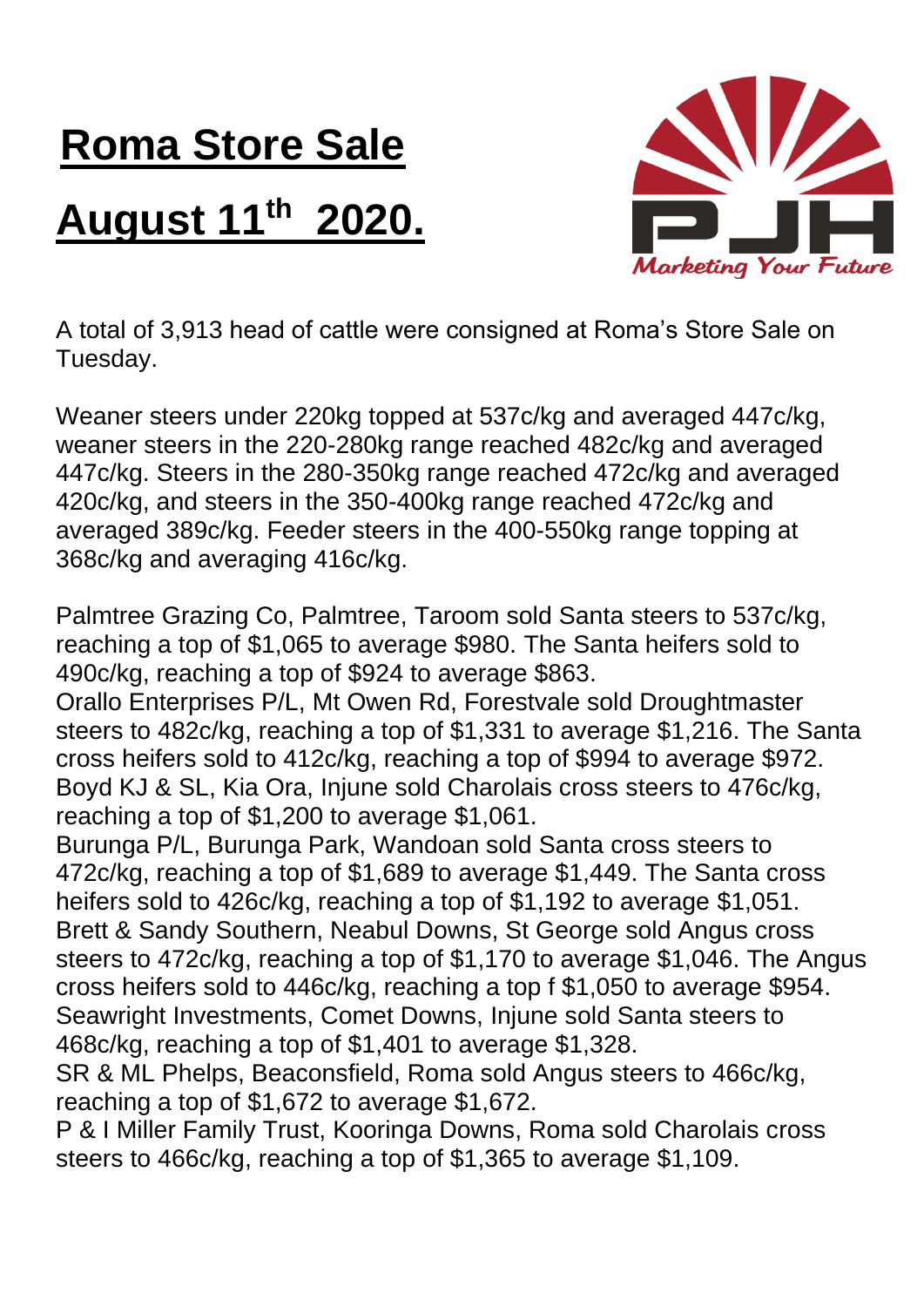# Roma Store Sale

# August 11th 2020.

A total of 3,913 head of cattle were consigned at Roma's Store Sale on Tuesday.

Weaner steers under 220kg topped at 537c/kg and averaged 447c/kg, weaner steers in the 220-280kg range reached 482c/kg and averaged 447c/kg. Steers in the 280-350kg range reached 472c/kg and averaged 420c/kg, and steers in the 350-400kg range reached 472c/kg and averaged 389c/kg. Feeder steers in the 400-550kg range topping at 368c/kg and averaging 416c/kg.

Palmtree Grazing Co, Palmtree, Taroom sold Santa steers to 537c/kg, reaching a top of $1,065 to average $980. The Santa heifers sold to 490c/kg, reaching a top of $924 to average $863.
Orallo Enterprises P/L, Mt Owen Rd, Forestvale sold Droughtmaster steers to 482c/kg, reaching a top of $1,331 to average $1,216. The Santa cross heifers sold to 412c/kg, reaching a top of $994 to average $972.
Boyd KJ & SL, Kia Ora, Injune sold Charolais cross steers to 476c/kg, reaching a top of $1,200 to average $1,061.
Burunga P/L, Burunga Park, Wandoan sold Santa cross steers to 472c/kg, reaching a top of $1,689 to average $1,449. The Santa cross heifers sold to 426c/kg, reaching a top of $1,192 to average $1,051.
Brett & Sandy Southern, Neabul Downs, St George sold Angus cross steers to 472c/kg, reaching a top of $1,170 to average $1,046. The Angus cross heifers sold to 446c/kg, reaching a top f $1,050 to average $954.
Seawright Investments, Comet Downs, Injune sold Santa steers to 468c/kg, reaching a top of $1,401 to average $1,328.
SR & ML Phelps, Beaconsfield, Roma sold Angus steers to 466c/kg, reaching a top of $1,672 to average $1,672.
P & I Miller Family Trust, Kooringa Downs, Roma sold Charolais cross steers to 466c/kg, reaching a top of $1,365 to average $1,109.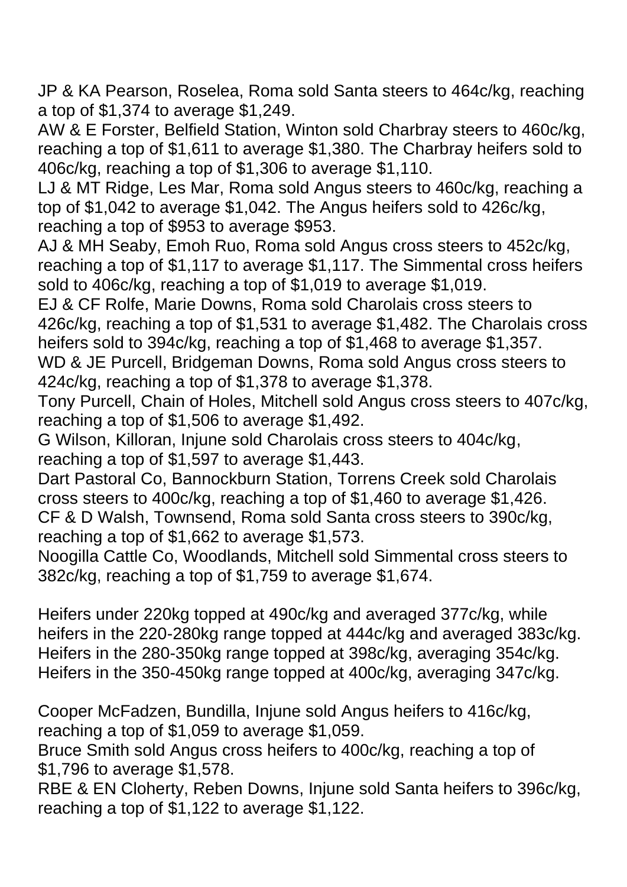JP & KA Pearson, Roselea, Roma sold Santa steers to 464c/kg, reaching a top of $1,374 to average $1,249.
AW & E Forster, Belfield Station, Winton sold Charbray steers to 460c/kg, reaching a top of $1,611 to average $1,380. The Charbray heifers sold to 406c/kg, reaching a top of $1,306 to average $1,110.
LJ & MT Ridge, Les Mar, Roma sold Angus steers to 460c/kg, reaching a top of $1,042 to average $1,042. The Angus heifers sold to 426c/kg, reaching a top of $953 to average $953.
AJ & MH Seaby, Emoh Ruo, Roma sold Angus cross steers to 452c/kg, reaching a top of $1,117 to average $1,117. The Simmental cross heifers sold to 406c/kg, reaching a top of $1,019 to average $1,019.
EJ & CF Rolfe, Marie Downs, Roma sold Charolais cross steers to 426c/kg, reaching a top of $1,531 to average $1,482. The Charolais cross heifers sold to 394c/kg, reaching a top of $1,468 to average $1,357.
WD & JE Purcell, Bridgeman Downs, Roma sold Angus cross steers to 424c/kg, reaching a top of $1,378 to average $1,378.
Tony Purcell, Chain of Holes, Mitchell sold Angus cross steers to 407c/kg, reaching a top of $1,506 to average $1,492.
G Wilson, Killoran, Injune sold Charolais cross steers to 404c/kg, reaching a top of $1,597 to average $1,443.
Dart Pastoral Co, Bannockburn Station, Torrens Creek sold Charolais cross steers to 400c/kg, reaching a top of $1,460 to average $1,426.
CF & D Walsh, Townsend, Roma sold Santa cross steers to 390c/kg, reaching a top of $1,662 to average $1,573.
Noogilla Cattle Co, Woodlands, Mitchell sold Simmental cross steers to 382c/kg, reaching a top of $1,759 to average $1,674.

Heifers under 220kg topped at 490c/kg and averaged 377c/kg, while heifers in the 220-280kg range topped at 444c/kg and averaged 383c/kg. Heifers in the 280-350kg range topped at 398c/kg, averaging 354c/kg. Heifers in the 350-450kg range topped at 400c/kg, averaging 347c/kg.

Cooper McFadzen, Bundilla, Injune sold Angus heifers to 416c/kg, reaching a top of $1,059 to average $1,059.
Bruce Smith sold Angus cross heifers to 400c/kg, reaching a top of $1,796 to average $1,578.
RBE & EN Cloherty, Reben Downs, Injune sold Santa heifers to 396c/kg, reaching a top of $1,122 to average $1,122.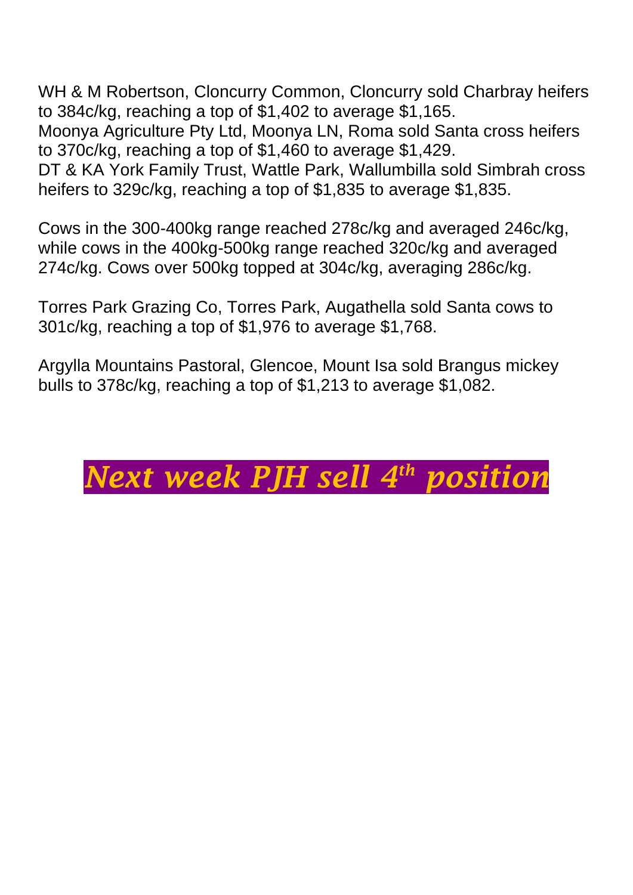WH & M Robertson, Cloncurry Common, Cloncurry sold Charbray heifers to 384c/kg, reaching a top of $1,402 to average $1,165.
Moonya Agriculture Pty Ltd, Moonya LN, Roma sold Santa cross heifers to 370c/kg, reaching a top of $1,460 to average $1,429.
DT & KA York Family Trust, Wattle Park, Wallumbilla sold Simbrah cross heifers to 329c/kg, reaching a top of $1,835 to average $1,835.

Cows in the 300-400kg range reached 278c/kg and averaged 246c/kg, while cows in the 400kg-500kg range reached 320c/kg and averaged 274c/kg. Cows over 500kg topped at 304c/kg, averaging 286c/kg.

Torres Park Grazing Co, Torres Park, Augathella sold Santa cows to 301c/kg, reaching a top of $1,976 to average $1,768.

Argylla Mountains Pastoral, Glencoe, Mount Isa sold Brangus mickey bulls to 378c/kg, reaching a top of $1,213 to average $1,082.

***Next week PJH sell 4th position***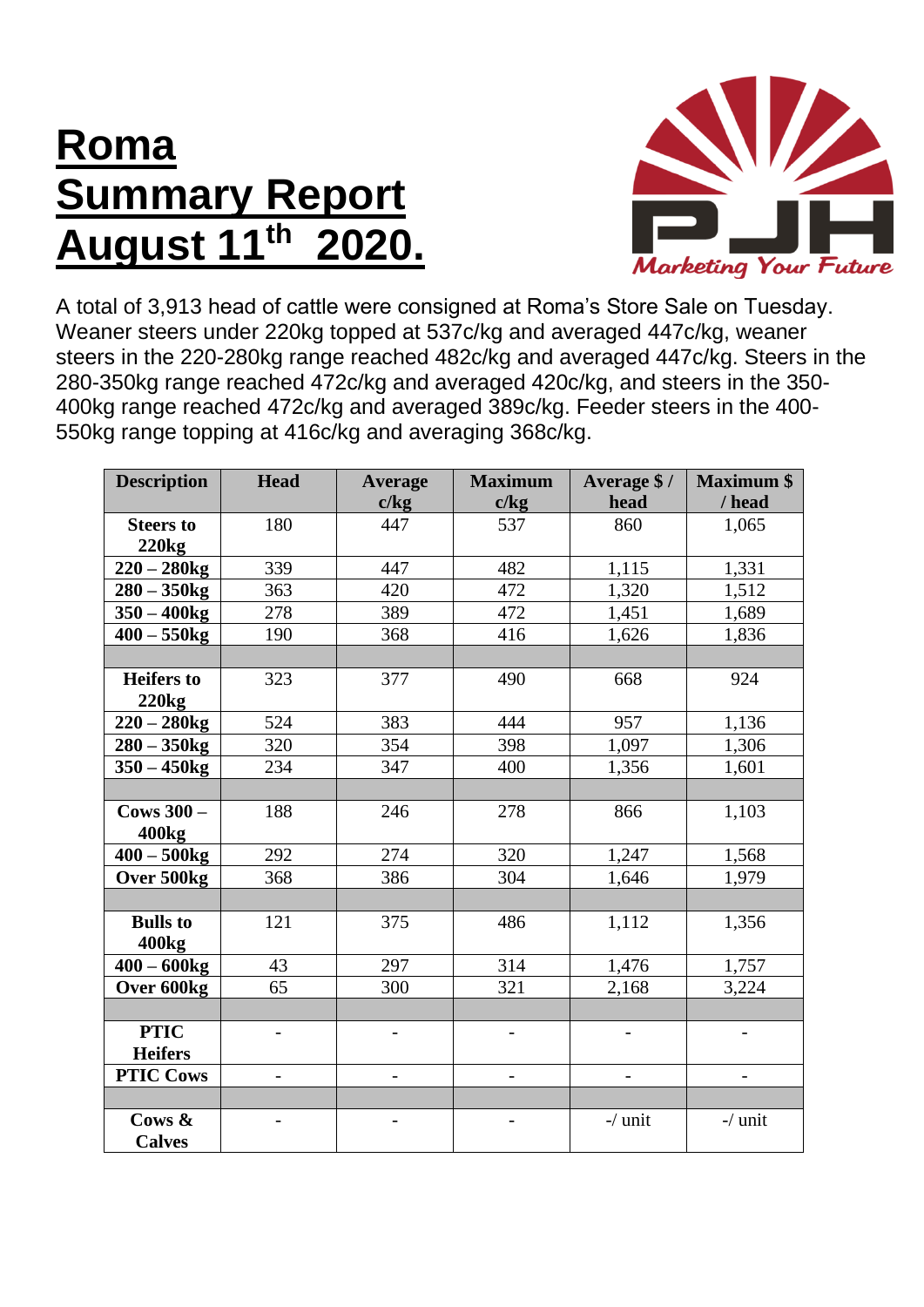# Roma Summary Report August 11th 2020.

PJH
Marketing Your Future

A total of 3,913 head of cattle were consigned at Roma's Store Sale on Tuesday. Weaner steers under 220kg topped at 537c/kg and averaged 447c/kg, weaner steers in the 220-280kg range reached 482c/kg and averaged 447c/kg. Steers in the 280-350kg range reached 472c/kg and averaged 420c/kg, and steers in the 350-400kg range reached 472c/kg and averaged 389c/kg. Feeder steers in the 400-550kg range topping at 416c/kg and averaging 368c/kg.

| Description | Head | Average c/kg | Maximum c/kg | Average $ / head | Maximum $ / head |
|---|---|---|---|---|---|
| **Steers to 220kg** | 180 | 447 | 537 | 860 | 1,065 |
| **220 – 280kg** | 339 | 447 | 482 | 1,115 | 1,331 |
| **280 – 350kg** | 363 | 420 | 472 | 1,320 | 1,512 |
| **350 – 400kg** | 278 | 389 | 472 | 1,451 | 1,689 |
| **400 – 550kg** | 190 | 368 | 416 | 1,626 | 1,836 |
| | | | | | |
| **Heifers to 220kg** | 323 | 377 | 490 | 668 | 924 |
| **220 – 280kg** | 524 | 383 | 444 | 957 | 1,136 |
| **280 – 350kg** | 320 | 354 | 398 | 1,097 | 1,306 |
| **350 – 450kg** | 234 | 347 | 400 | 1,356 | 1,601 |
| | | | | | |
| **Cows 300 – 400kg** | 188 | 246 | 278 | 866 | 1,103 |
| **400 – 500kg** | 292 | 274 | 320 | 1,247 | 1,568 |
| **Over 500kg** | 368 | 386 | 304 | 1,646 | 1,979 |
| | | | | | |
| **Bulls to 400kg** | 121 | 375 | 486 | 1,112 | 1,356 |
| **400 – 600kg** | 43 | 297 | 314 | 1,476 | 1,757 |
| **Over 600kg** | 65 | 300 | 321 | 2,168 | 3,224 |
| | | | | | |
| **PTIC Heifers** | - | - | - | - | - |
| **PTIC Cows** | - | - | - | - | - |
| | | | | | |
| **Cows & Calves** | - | - | - | -/ unit | -/ unit |